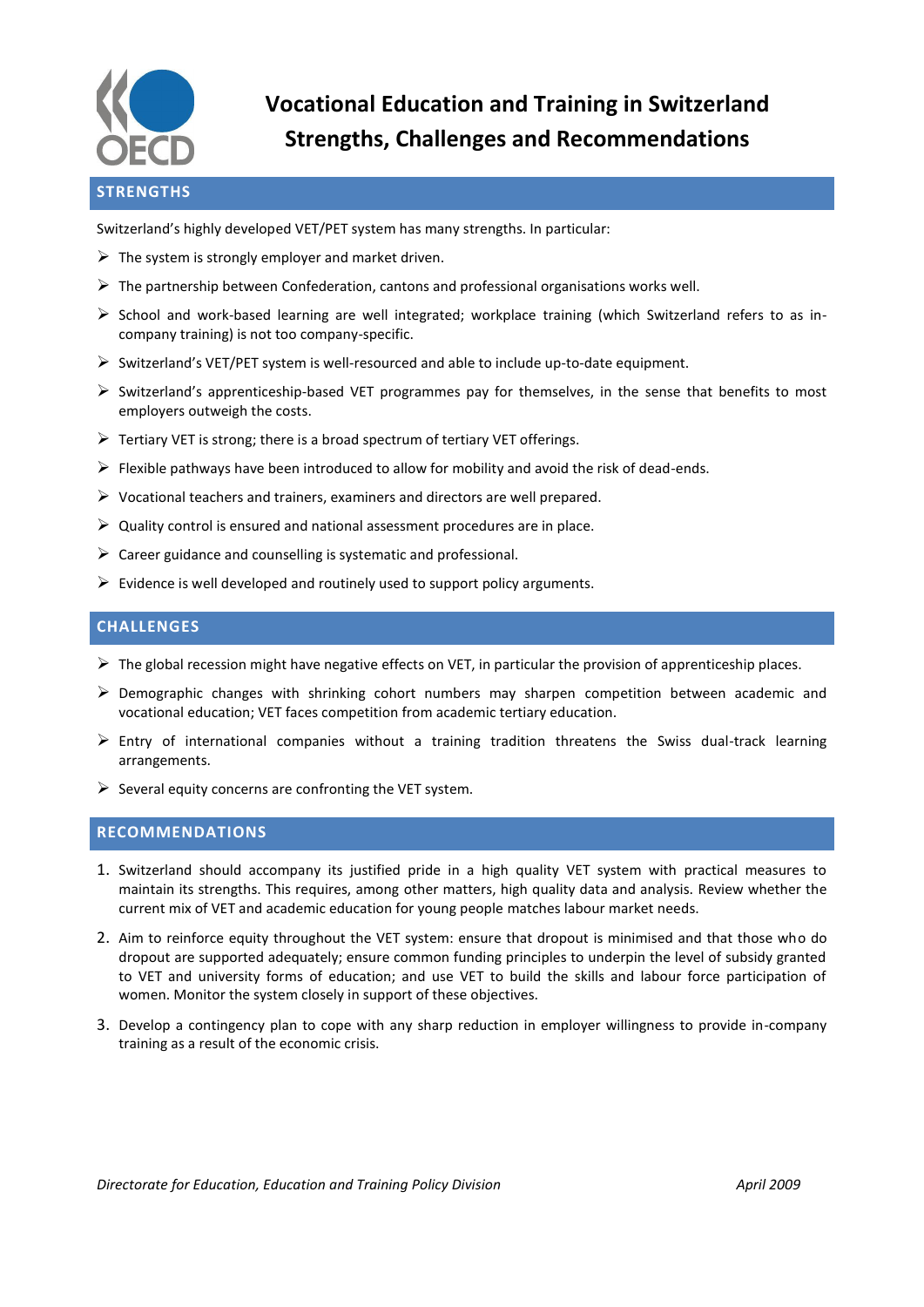# Vocational Education and Training in Switzerland
# Strengths, Challenges and Recommendations

## STRENGTHS

Switzerland's highly developed VET/PET system has many strengths. In particular:

- The system is strongly employer and market driven.
- The partnership between Confederation, cantons and professional organisations works well.
- School and work-based learning are well integrated; workplace training (which Switzerland refers to as in-company training) is not too company-specific.
- Switzerland's VET/PET system is well-resourced and able to include up-to-date equipment.
- Switzerland's apprenticeship-based VET programmes pay for themselves, in the sense that benefits to most employers outweigh the costs.
- Tertiary VET is strong; there is a broad spectrum of tertiary VET offerings.
- Flexible pathways have been introduced to allow for mobility and avoid the risk of dead-ends.
- Vocational teachers and trainers, examiners and directors are well prepared.
- Quality control is ensured and national assessment procedures are in place.
- Career guidance and counselling is systematic and professional.
- Evidence is well developed and routinely used to support policy arguments.

## CHALLENGES

- The global recession might have negative effects on VET, in particular the provision of apprenticeship places.
- Demographic changes with shrinking cohort numbers may sharpen competition between academic and vocational education; VET faces competition from academic tertiary education.
- Entry of international companies without a training tradition threatens the Swiss dual-track learning arrangements.
- Several equity concerns are confronting the VET system.

## RECOMMENDATIONS

1. Switzerland should accompany its justified pride in a high quality VET system with practical measures to maintain its strengths. This requires, among other matters, high quality data and analysis. Review whether the current mix of VET and academic education for young people matches labour market needs.
2. Aim to reinforce equity throughout the VET system: ensure that dropout is minimised and that those who do dropout are supported adequately; ensure common funding principles to underpin the level of subsidy granted to VET and university forms of education; and use VET to build the skills and labour force participation of women. Monitor the system closely in support of these objectives.
3. Develop a contingency plan to cope with any sharp reduction in employer willingness to provide in-company training as a result of the economic crisis.

*Directorate for Education, Education and Training Policy Division* *April 2009*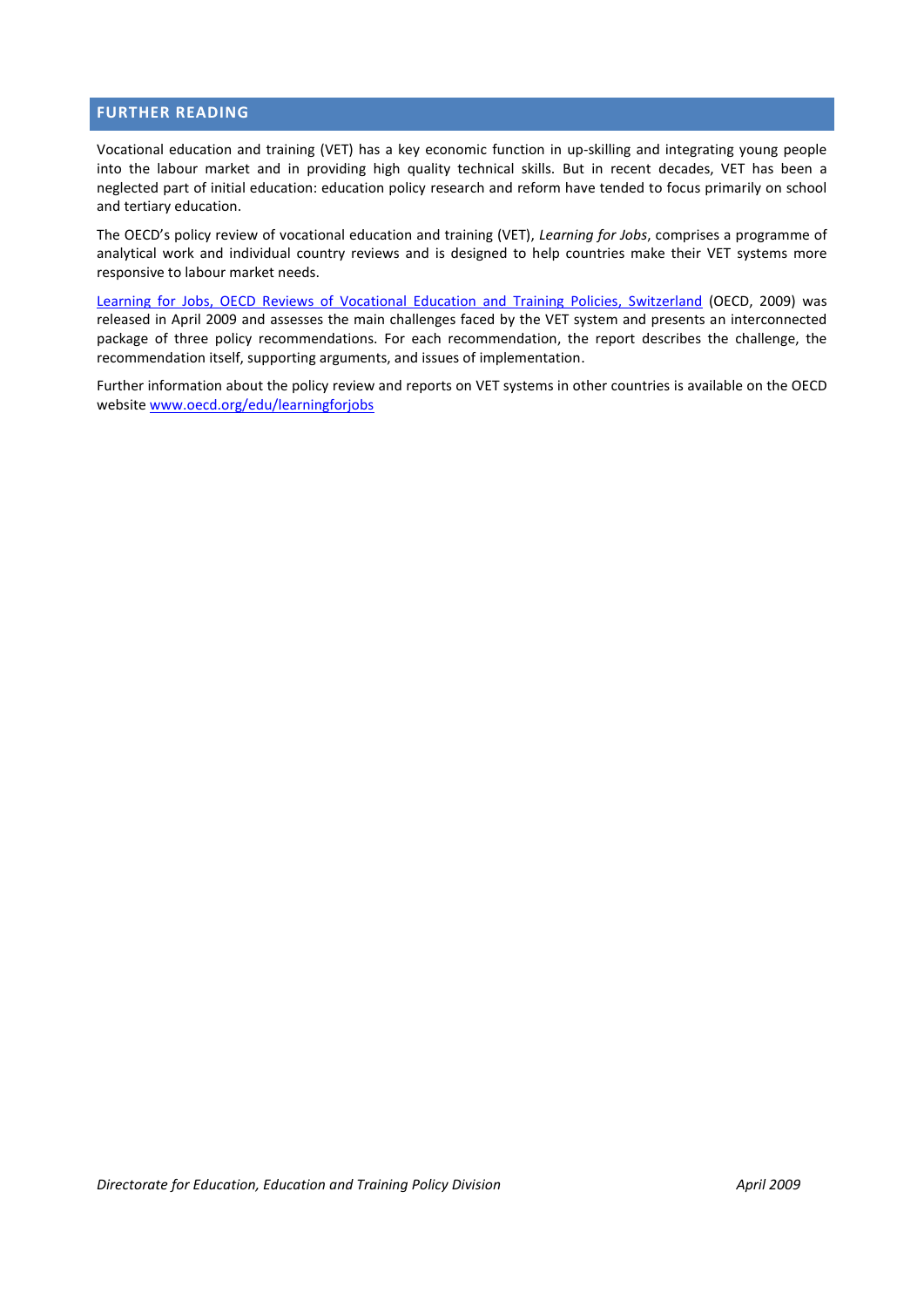## FURTHER READING

Vocational education and training (VET) has a key economic function in up-skilling and integrating young people into the labour market and in providing high quality technical skills. But in recent decades, VET has been a neglected part of initial education: education policy research and reform have tended to focus primarily on school and tertiary education.

The OECD's policy review of vocational education and training (VET), *Learning for Jobs*, comprises a programme of analytical work and individual country reviews and is designed to help countries make their VET systems more responsive to labour market needs.

Learning for Jobs, OECD Reviews of Vocational Education and Training Policies, Switzerland (OECD, 2009) was released in April 2009 and assesses the main challenges faced by the VET system and presents an interconnected package of three policy recommendations. For each recommendation, the report describes the challenge, the recommendation itself, supporting arguments, and issues of implementation.

Further information about the policy review and reports on VET systems in other countries is available on the OECD website www.oecd.org/edu/learningforjobs

*Directorate for Education, Education and Training Policy Division* *April 2009*